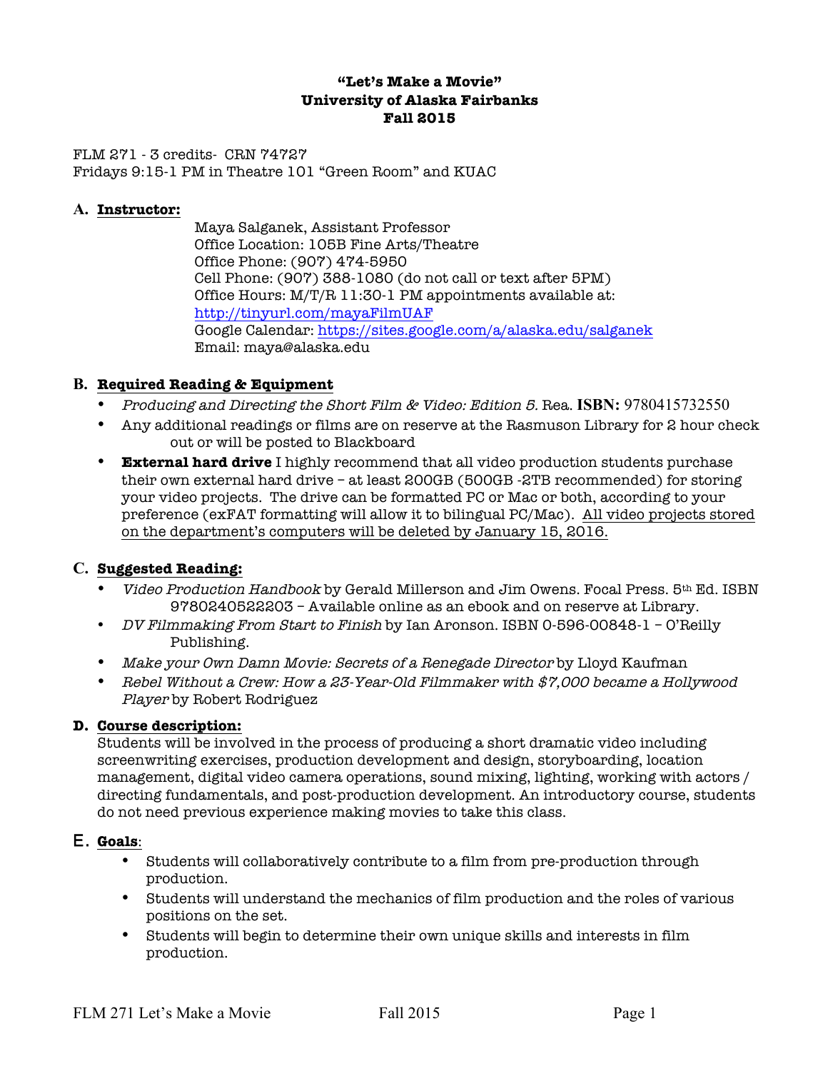# "Let's Make a Movie"
# University of Alaska Fairbanks
# Fall 2015

FLM 271 - 3 credits- CRN 74727
Fridays 9:15-1 PM in Theatre 101 "Green Room" and KUAC

## A. Instructor:

Maya Salganek, Assistant Professor
Office Location: 105B Fine Arts/Theatre
Office Phone: (907) 474-5950
Cell Phone: (907) 388-1080 (do not call or text after 5PM)
Office Hours: M/T/R 11:30-1 PM appointments available at:
http://tinyurl.com/mayaFilmUAF
Google Calendar: https://sites.google.com/a/alaska.edu/salganek
Email: maya@alaska.edu

## B. Required Reading & Equipment

- *Producing and Directing the Short Film & Video: Edition 5.* Rea. **ISBN:** 9780415732550
- Any additional readings or films are on reserve at the Rasmuson Library for 2 hour check out or will be posted to Blackboard
- **External hard drive** I highly recommend that all video production students purchase their own external hard drive – at least 200GB (500GB -2TB recommended) for storing your video projects. The drive can be formatted PC or Mac or both, according to your preference (exFAT formatting will allow it to bilingual PC/Mac). <u>All video projects stored on the department's computers will be deleted by January 15, 2016.</u>

## C. Suggested Reading:

- *Video Production Handbook* by Gerald Millerson and Jim Owens. Focal Press. 5th Ed. ISBN 9780240522203 – Available online as an ebook and on reserve at Library.
- *DV Filmmaking From Start to Finish* by Ian Aronson. ISBN 0-596-00848-1 – O'Reilly Publishing.
- *Make your Own Damn Movie: Secrets of a Renegade Director* by Lloyd Kaufman
- *Rebel Without a Crew: How a 23-Year-Old Filmmaker with $7,000 became a Hollywood Player* by Robert Rodriguez

## D. Course description:

Students will be involved in the process of producing a short dramatic video including screenwriting exercises, production development and design, storyboarding, location management, digital video camera operations, sound mixing, lighting, working with actors / directing fundamentals, and post-production development. An introductory course, students do not need previous experience making movies to take this class.

## E. Goals:

- Students will collaboratively contribute to a film from pre-production through production.
- Students will understand the mechanics of film production and the roles of various positions on the set.
- Students will begin to determine their own unique skills and interests in film production.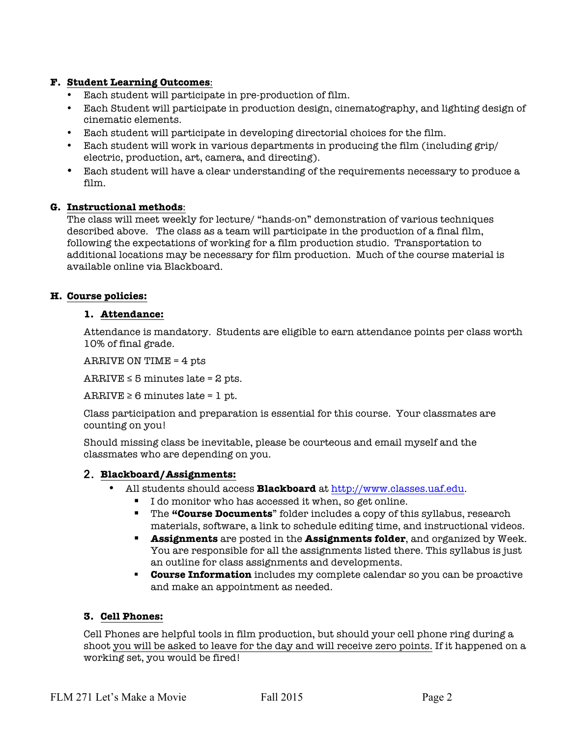### F. Student Learning Outcomes:

- Each student will participate in pre-production of film.
- Each Student will participate in production design, cinematography, and lighting design of cinematic elements.
- Each student will participate in developing directorial choices for the film.
- Each student will work in various departments in producing the film (including grip/ electric, production, art, camera, and directing).
- Each student will have a clear understanding of the requirements necessary to produce a film.

### G. Instructional methods:

The class will meet weekly for lecture/ "hands-on" demonstration of various techniques described above. The class as a team will participate in the production of a final film, following the expectations of working for a film production studio. Transportation to additional locations may be necessary for film production. Much of the course material is available online via Blackboard.

### H. Course policies:

#### 1. Attendance:

Attendance is mandatory. Students are eligible to earn attendance points per class worth 10% of final grade.

ARRIVE ON TIME = 4 pts

ARRIVE ≤ 5 minutes late = 2 pts.

ARRIVE ≥ 6 minutes late = 1 pt.

Class participation and preparation is essential for this course. Your classmates are counting on you!

Should missing class be inevitable, please be courteous and email myself and the classmates who are depending on you.

#### 2. Blackboard/Assignments:

- All students should access **Blackboard** at http://www.classes.uaf.edu.
  - I do monitor who has accessed it when, so get online.
  - The **"Course Documents"** folder includes a copy of this syllabus, research materials, software, a link to schedule editing time, and instructional videos.
  - **Assignments** are posted in the **Assignments folder**, and organized by Week. You are responsible for all the assignments listed there. This syllabus is just an outline for class assignments and developments.
  - **Course Information** includes my complete calendar so you can be proactive and make an appointment as needed.

#### 3. Cell Phones:

Cell Phones are helpful tools in film production, but should your cell phone ring during a shoot you will be asked to leave for the day and will receive zero points. If it happened on a working set, you would be fired!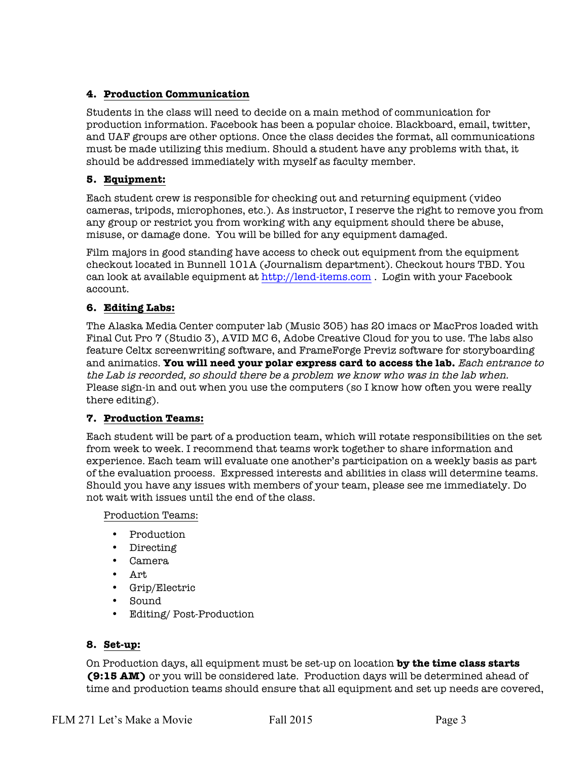### 4. Production Communication

Students in the class will need to decide on a main method of communication for production information. Facebook has been a popular choice. Blackboard, email, twitter, and UAF groups are other options. Once the class decides the format, all communications must be made utilizing this medium. Should a student have any problems with that, it should be addressed immediately with myself as faculty member.

### 5. Equipment:

Each student crew is responsible for checking out and returning equipment (video cameras, tripods, microphones, etc.). As instructor, I reserve the right to remove you from any group or restrict you from working with any equipment should there be abuse, misuse, or damage done. You will be billed for any equipment damaged.

Film majors in good standing have access to check out equipment from the equipment checkout located in Bunnell 101A (Journalism department). Checkout hours TBD. You can look at available equipment at [http://lend-items.com](http://lend-items.com) . Login with your Facebook account.

### 6. Editing Labs:

The Alaska Media Center computer lab (Music 305) has 20 imacs or MacPros loaded with Final Cut Pro 7 (Studio 3), AVID MC 6, Adobe Creative Cloud for you to use. The labs also feature Celtx screenwriting software, and FrameForge Previz software for storyboarding and animatics. **You will need your polar express card to access the lab.** *Each entrance to the Lab is recorded, so should there be a problem we know who was in the lab when.* Please sign-in and out when you use the computers (so I know how often you were really there editing).

### 7. Production Teams:

Each student will be part of a production team, which will rotate responsibilities on the set from week to week. I recommend that teams work together to share information and experience. Each team will evaluate one another's participation on a weekly basis as part of the evaluation process. Expressed interests and abilities in class will determine teams. Should you have any issues with members of your team, please see me immediately. Do not wait with issues until the end of the class.

Production Teams:

- Production
- Directing
- Camera
- Art
- Grip/Electric
- Sound
- Editing/ Post-Production

### 8. Set-up:

On Production days, all equipment must be set-up on location **by the time class starts (9:15 AM)** or you will be considered late. Production days will be determined ahead of time and production teams should ensure that all equipment and set up needs are covered,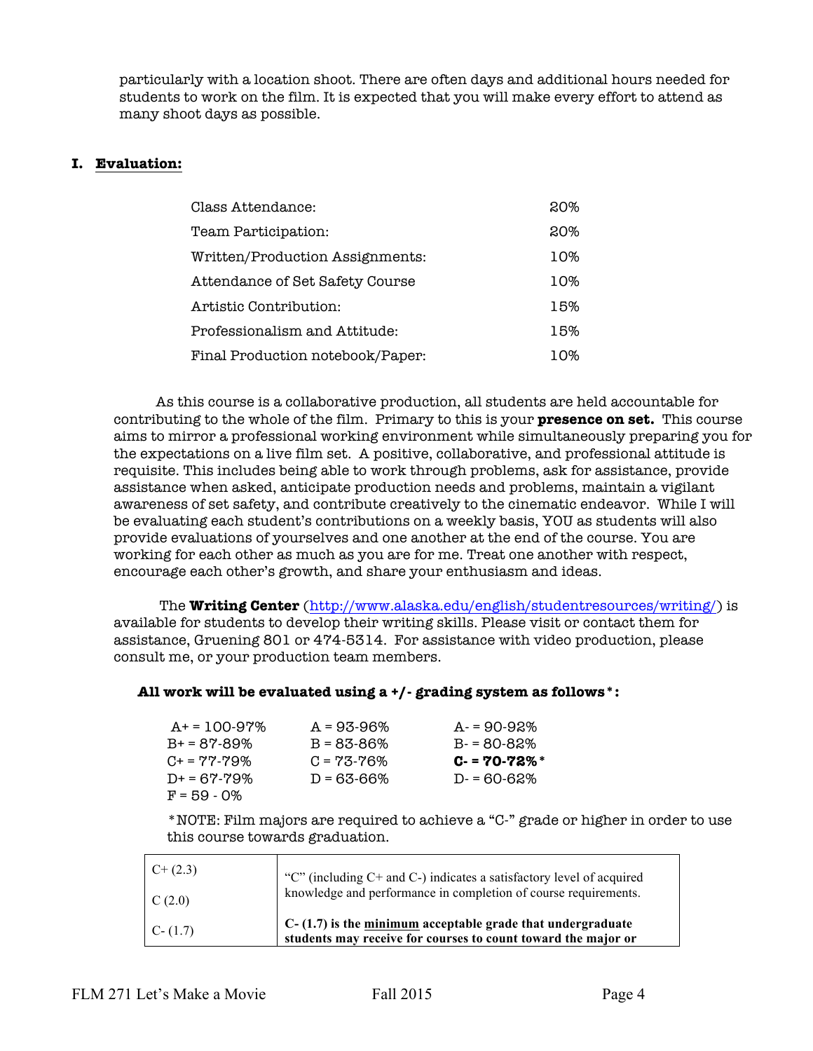particularly with a location shoot. There are often days and additional hours needed for students to work on the film. It is expected that you will make every effort to attend as many shoot days as possible.

## I. Evaluation:

| | |
|---|---|
| Class Attendance: | 20% |
| Team Participation: | 20% |
| Written/Production Assignments: | 10% |
| Attendance of Set Safety Course | 10% |
| Artistic Contribution: | 15% |
| Professionalism and Attitude: | 15% |
| Final Production notebook/Paper: | 10% |

As this course is a collaborative production, all students are held accountable for contributing to the whole of the film. Primary to this is your **presence on set.** This course aims to mirror a professional working environment while simultaneously preparing you for the expectations on a live film set. A positive, collaborative, and professional attitude is requisite. This includes being able to work through problems, ask for assistance, provide assistance when asked, anticipate production needs and problems, maintain a vigilant awareness of set safety, and contribute creatively to the cinematic endeavor. While I will be evaluating each student's contributions on a weekly basis, YOU as students will also provide evaluations of yourselves and one another at the end of the course. You are working for each other as much as you are for me. Treat one another with respect, encourage each other's growth, and share your enthusiasm and ideas.

The **Writing Center** (http://www.alaska.edu/english/studentresources/writing/) is available for students to develop their writing skills. Please visit or contact them for assistance, Gruening 801 or 474-5314. For assistance with video production, please consult me, or your production team members.

**All work will be evaluated using a +/- grading system as follows*:**

| | | |
|---|---|---|
| A+ = 100-97% | A = 93-96% | A- = 90-92% |
| B+ = 87-89% | B = 83-86% | B- = 80-82% |
| C+ = 77-79% | C = 73-76% | **C- = 70-72%*** |
| D+ = 67-79% | D = 63-66% | D- = 60-62% |
| F = 59 - 0% | | |

*NOTE: Film majors are required to achieve a "C-" grade or higher in order to use this course towards graduation.

| | |
|---|---|
| C+ (2.3)<br>C (2.0) | "C" (including C+ and C-) indicates a satisfactory level of acquired knowledge and performance in completion of course requirements. |
| C- (1.7) | **C- (1.7) is the <u>minimum</u> acceptable grade that undergraduate students may receive for courses to count toward the major or** |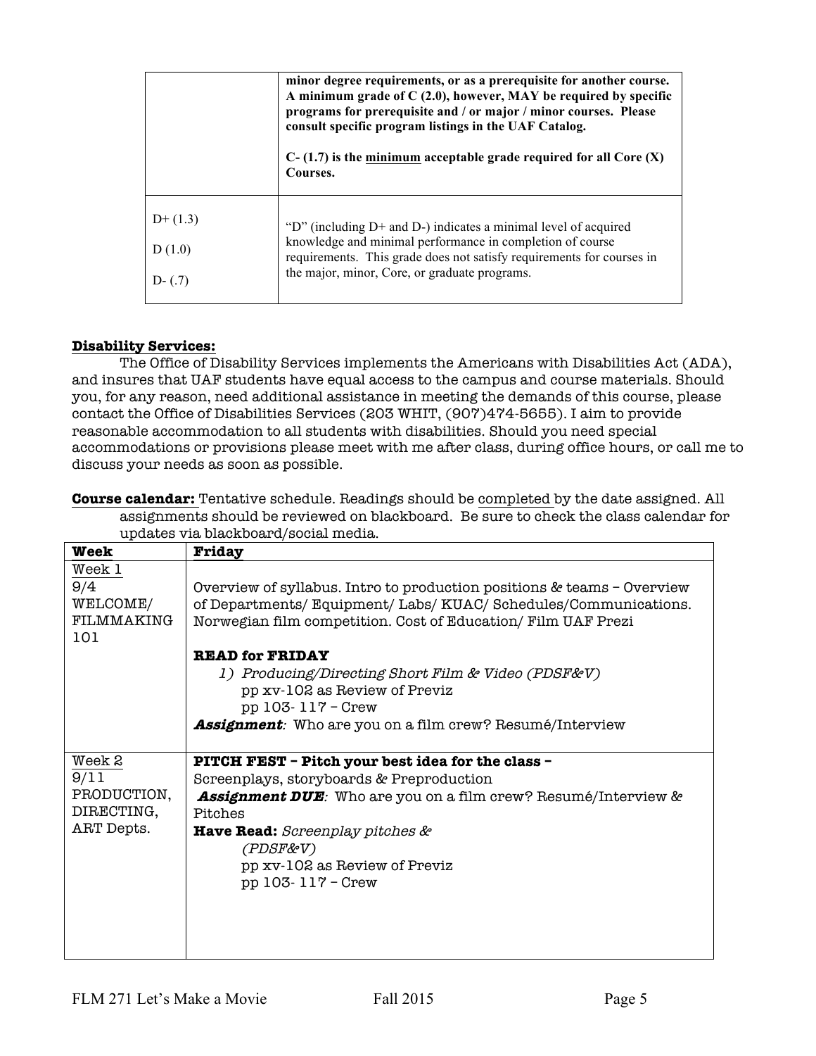| | |
|---|---|
| | **minor degree requirements, or as a prerequisite for another course. A minimum grade of C (2.0), however, MAY be required by specific programs for prerequisite and / or major / minor courses. Please consult specific program listings in the UAF Catalog.**<br><br>**C- (1.7) is the <u>minimum</u> acceptable grade required for all Core (X) Courses.** |
| D+ (1.3)<br><br>D (1.0)<br><br>D- (.7) | "D" (including D+ and D-) indicates a minimal level of acquired knowledge and minimal performance in completion of course requirements. This grade does not satisfy requirements for courses in the major, minor, Core, or graduate programs. |

**<u>Disability Services:</u>**

The Office of Disability Services implements the Americans with Disabilities Act (ADA), and insures that UAF students have equal access to the campus and course materials. Should you, for any reason, need additional assistance in meeting the demands of this course, please contact the Office of Disabilities Services (203 WHIT, (907)474-5655). I aim to provide reasonable accommodation to all students with disabilities. Should you need special accommodations or provisions please meet with me after class, during office hours, or call me to discuss your needs as soon as possible.

**<u>Course calendar:</u>** Tentative schedule. Readings should be <u>completed</u> by the date assigned. All assignments should be reviewed on blackboard. Be sure to check the class calendar for updates via blackboard/social media.

| **Week** | **Friday** |
|---|---|
| <u>Week 1</u><br>9/4<br>WELCOME/<br>FILMMAKING<br>101 | Overview of syllabus. Intro to production positions & teams – Overview of Departments/ Equipment/ Labs/ KUAC/ Schedules/Communications. Norwegian film competition. Cost of Education/ Film UAF Prezi<br><br>**READ for FRIDAY**<br>1) *Producing/Directing Short Film & Video (PDSF&V)*<br>pp xv-102 as Review of Previz<br>pp 103- 117 – Crew<br>***Assignment**:* Who are you on a film crew? Resumé/Interview |
| <u>Week 2</u><br>9/11<br>PRODUCTION,<br>DIRECTING,<br>ART Depts. | **PITCH FEST – Pitch your best idea for the class –**<br>Screenplays, storyboards & Preproduction<br>***Assignment DUE**:* Who are you on a film crew? Resumé/Interview & Pitches<br>**Have Read:** *Screenplay pitches & (PDSF&V)*<br>pp xv-102 as Review of Previz<br>pp 103- 117 – Crew |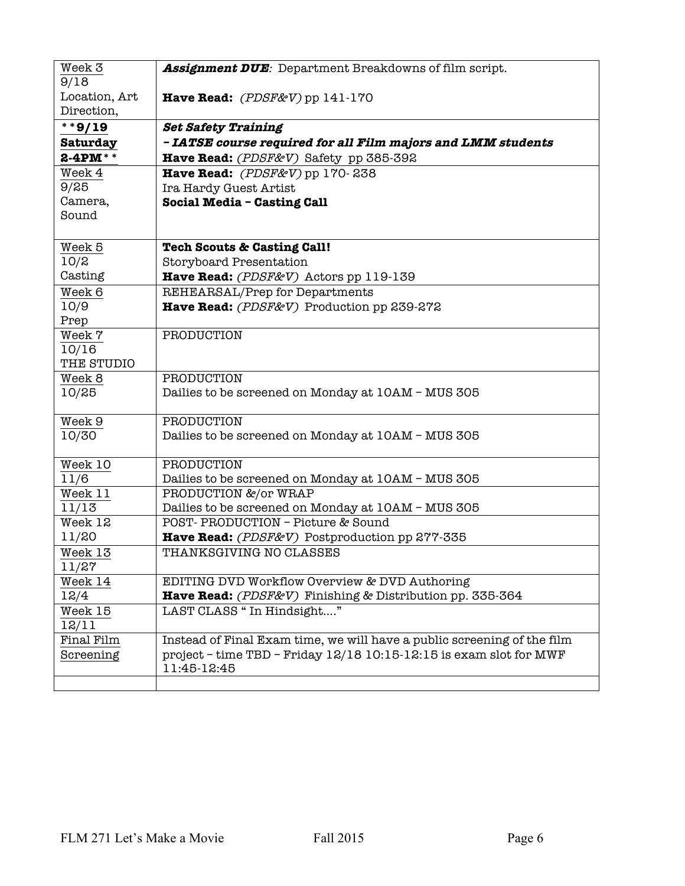| | |
|---|---|
| Week 3<br>9/18<br>Location, Art Direction, | ***Assignment DUE***: Department Breakdowns of film script.<br><br>**Have Read:** *(PDSF&V)* pp 141-170 |
| **\*\*9/19<br>Saturday<br>2-4PM\*\*** | ***Set Safety Training***<br>***– IATSE course required for all Film majors and LMM students***<br>**Have Read:** *(PDSF&V)* Safety pp 385-392 |
| Week 4<br>9/25<br>Camera, Sound | **Have Read:** *(PDSF&V)* pp 170- 238<br>Ira Hardy Guest Artist<br>**Social Media – Casting Call** |
| Week 5<br>10/2<br>Casting | **Tech Scouts & Casting Call!**<br>Storyboard Presentation<br>**Have Read:** *(PDSF&V)* Actors pp 119-139 |
| Week 6<br>10/9<br>Prep | REHEARSAL/Prep for Departments<br>**Have Read:** *(PDSF&V)* Production pp 239-272 |
| Week 7<br>10/16<br>THE STUDIO | PRODUCTION |
| Week 8<br>10/25 | PRODUCTION<br>Dailies to be screened on Monday at 10AM – MUS 305 |
| Week 9<br>10/30 | PRODUCTION<br>Dailies to be screened on Monday at 10AM – MUS 305 |
| Week 10<br>11/6 | PRODUCTION<br>Dailies to be screened on Monday at 10AM – MUS 305 |
| Week 11<br>11/13 | PRODUCTION &/or WRAP<br>Dailies to be screened on Monday at 10AM – MUS 305 |
| Week 12<br>11/20 | POST- PRODUCTION – Picture & Sound<br>**Have Read:** *(PDSF&V)* Postproduction pp 277-335 |
| Week 13<br>11/27 | THANKSGIVING NO CLASSES |
| Week 14<br>12/4 | EDITING DVD Workflow Overview & DVD Authoring<br>**Have Read:** *(PDSF&V)* Finishing & Distribution pp. 335-364 |
| Week 15<br>12/11 | LAST CLASS " In Hindsight…." |
| Final Film Screening | Instead of Final Exam time, we will have a public screening of the film project – time TBD – Friday 12/18 10:15-12:15 is exam slot for MWF 11:45-12:45 |
| | |